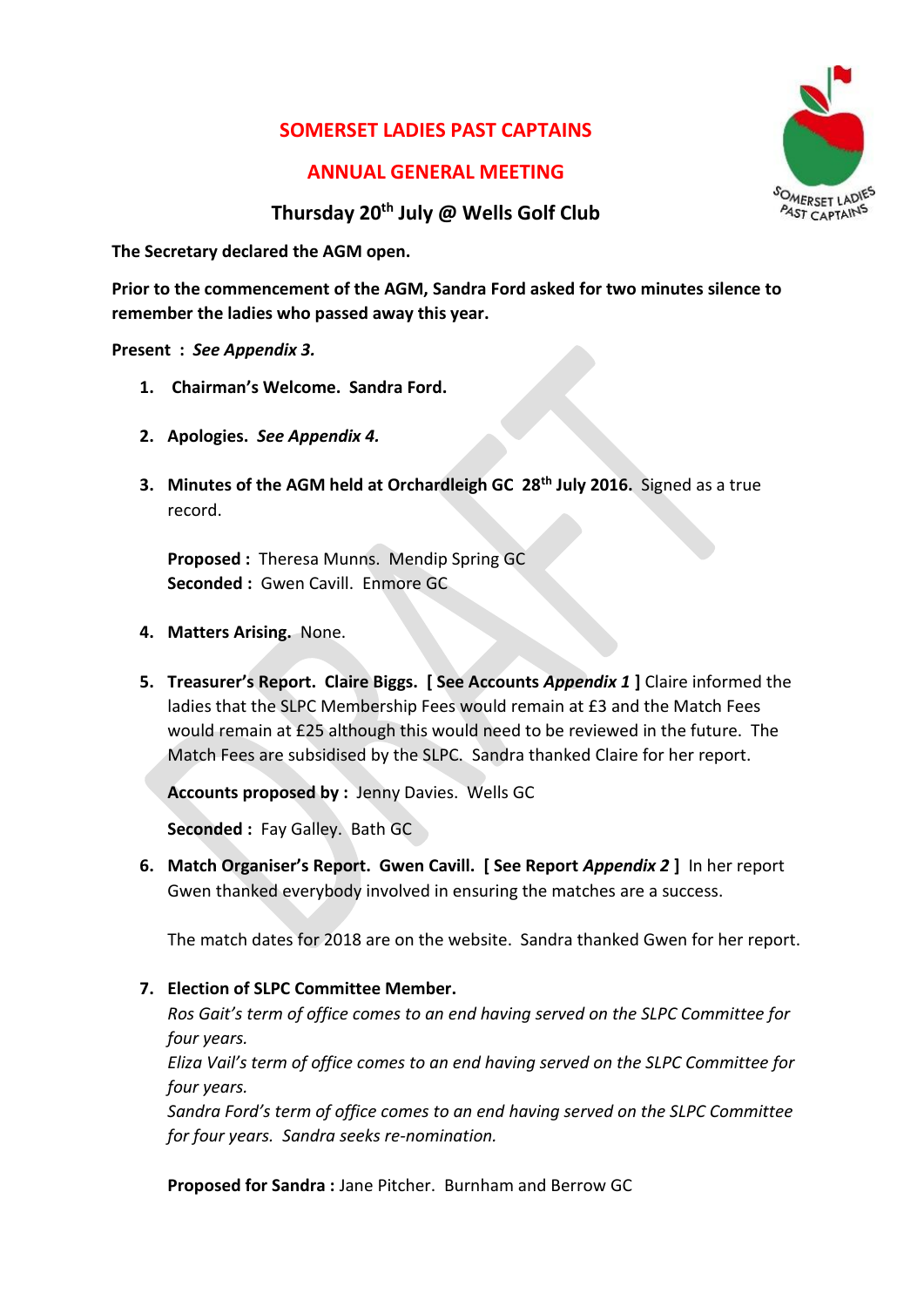# SOMERSET LADIES PAST CAPTAINS

## ANNUAL GENERAL MEETING

### Thursday 20th July @ Wells Golf Club

**The Secretary declared the AGM open.**

**Prior to the commencement of the AGM, Sandra Ford asked for two minutes silence to remember the ladies who passed away this year.**

**Present : *See Appendix 3.***

1. **Chairman's Welcome. Sandra Ford.**

2. **Apologies. *See Appendix 4.***

3. **Minutes of the AGM held at Orchardleigh GC 28th July 2016.** Signed as a true record.

   **Proposed :** Theresa Munns. Mendip Spring GC
   **Seconded :** Gwen Cavill. Enmore GC

4. **Matters Arising.** None.

5. **Treasurer's Report. Claire Biggs. [ See Accounts *Appendix 1* ]** Claire informed the ladies that the SLPC Membership Fees would remain at £3 and the Match Fees would remain at £25 although this would need to be reviewed in the future. The Match Fees are subsidised by the SLPC. Sandra thanked Claire for her report.

   **Accounts proposed by :** Jenny Davies. Wells GC

   **Seconded :** Fay Galley. Bath GC

6. **Match Organiser's Report. Gwen Cavill. [ See Report *Appendix 2* ]** In her report Gwen thanked everybody involved in ensuring the matches are a success.

   The match dates for 2018 are on the website. Sandra thanked Gwen for her report.

7. **Election of SLPC Committee Member.**
   *Ros Gait's term of office comes to an end having served on the SLPC Committee for four years.*
   *Eliza Vail's term of office comes to an end having served on the SLPC Committee for four years.*
   *Sandra Ford's term of office comes to an end having served on the SLPC Committee for four years. Sandra seeks re-nomination.*

   **Proposed for Sandra :** Jane Pitcher. Burnham and Berrow GC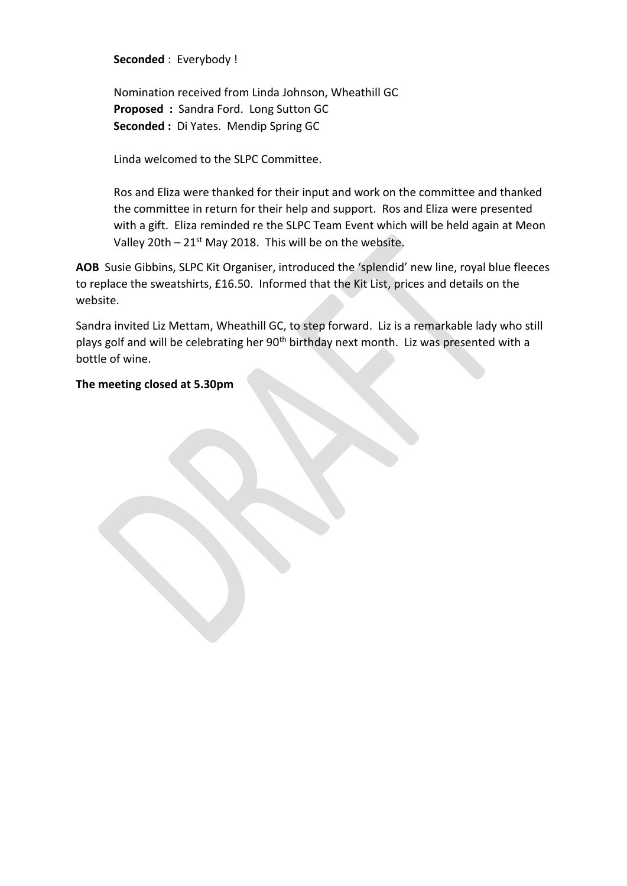**Seconded** : Everybody !

Nomination received from Linda Johnson, Wheathill GC
**Proposed :** Sandra Ford. Long Sutton GC
**Seconded :** Di Yates. Mendip Spring GC

Linda welcomed to the SLPC Committee.

Ros and Eliza were thanked for their input and work on the committee and thanked the committee in return for their help and support. Ros and Eliza were presented with a gift. Eliza reminded re the SLPC Team Event which will be held again at Meon Valley 20th – 21st May 2018. This will be on the website.

**AOB** Susie Gibbins, SLPC Kit Organiser, introduced the 'splendid' new line, royal blue fleeces to replace the sweatshirts, £16.50. Informed that the Kit List, prices and details on the website.

Sandra invited Liz Mettam, Wheathill GC, to step forward. Liz is a remarkable lady who still plays golf and will be celebrating her 90th birthday next month. Liz was presented with a bottle of wine.

**The meeting closed at 5.30pm**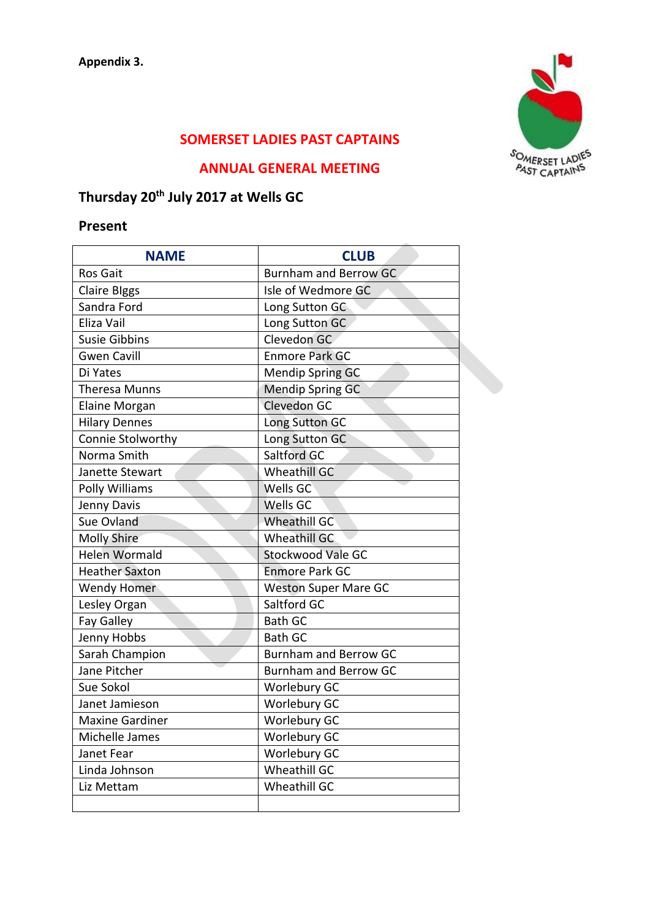**Appendix 3.**

## SOMERSET LADIES PAST CAPTAINS

## ANNUAL GENERAL MEETING

### Thursday 20th July 2017 at Wells GC

### Present

| NAME | CLUB |
|---|---|
| Ros Gait | Burnham and Berrow GC |
| Claire Blggs | Isle of Wedmore GC |
| Sandra Ford | Long Sutton GC |
| Eliza Vail | Long Sutton GC |
| Susie Gibbins | Clevedon GC |
| Gwen Cavill | Enmore Park GC |
| Di Yates | Mendip Spring GC |
| Theresa Munns | Mendip Spring GC |
| Elaine Morgan | Clevedon GC |
| Hilary Dennes | Long Sutton GC |
| Connie Stolworthy | Long Sutton GC |
| Norma Smith | Saltford GC |
| Janette Stewart | Wheathill GC |
| Polly Williams | Wells GC |
| Jenny Davis | Wells GC |
| Sue Ovland | Wheathill GC |
| Molly Shire | Wheathill GC |
| Helen Wormald | Stockwood Vale GC |
| Heather Saxton | Enmore Park GC |
| Wendy Homer | Weston Super Mare GC |
| Lesley Organ | Saltford GC |
| Fay Galley | Bath GC |
| Jenny Hobbs | Bath GC |
| Sarah Champion | Burnham and Berrow GC |
| Jane Pitcher | Burnham and Berrow GC |
| Sue Sokol | Worlebury GC |
| Janet Jamieson | Worlebury GC |
| Maxine Gardiner | Worlebury GC |
| Michelle James | Worlebury GC |
| Janet Fear | Worlebury GC |
| Linda Johnson | Wheathill GC |
| Liz Mettam | Wheathill GC |
| | |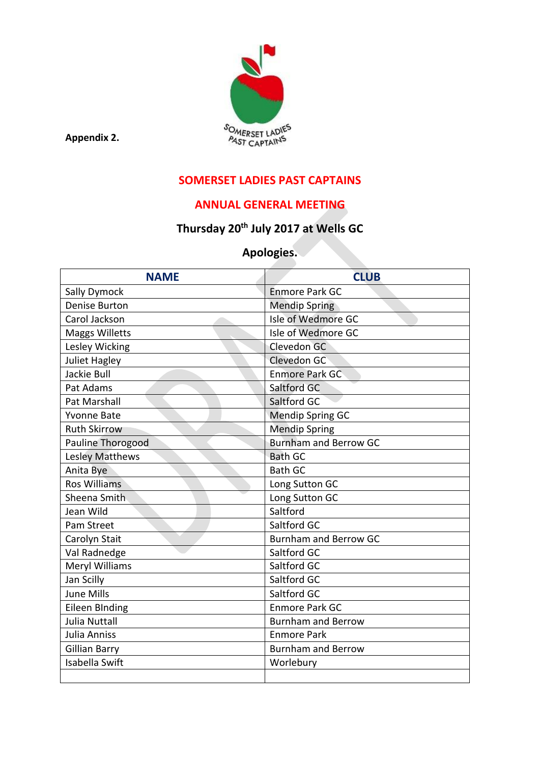**Appendix 2.**

# SOMERSET LADIES PAST CAPTAINS

## ANNUAL GENERAL MEETING

### Thursday 20th July 2017 at Wells GC

### Apologies.

| NAME | CLUB |
|---|---|
| Sally Dymock | Enmore Park GC |
| Denise Burton | Mendip Spring |
| Carol Jackson | Isle of Wedmore GC |
| Maggs Willetts | Isle of Wedmore GC |
| Lesley Wicking | Clevedon GC |
| Juliet Hagley | Clevedon GC |
| Jackie Bull | Enmore Park GC |
| Pat Adams | Saltford GC |
| Pat Marshall | Saltford GC |
| Yvonne Bate | Mendip Spring GC |
| Ruth Skirrow | Mendip Spring |
| Pauline Thorogood | Burnham and Berrow GC |
| Lesley Matthews | Bath GC |
| Anita Bye | Bath GC |
| Ros Williams | Long Sutton GC |
| Sheena Smith | Long Sutton GC |
| Jean Wild | Saltford |
| Pam Street | Saltford GC |
| Carolyn Stait | Burnham and Berrow GC |
| Val Radnedge | Saltford GC |
| Meryl Williams | Saltford GC |
| Jan Scilly | Saltford GC |
| June Mills | Saltford GC |
| Eileen BInding | Enmore Park GC |
| Julia Nuttall | Burnham and Berrow |
| Julia Anniss | Enmore Park |
| Gillian Barry | Burnham and Berrow |
| Isabella Swift | Worlebury |
| | |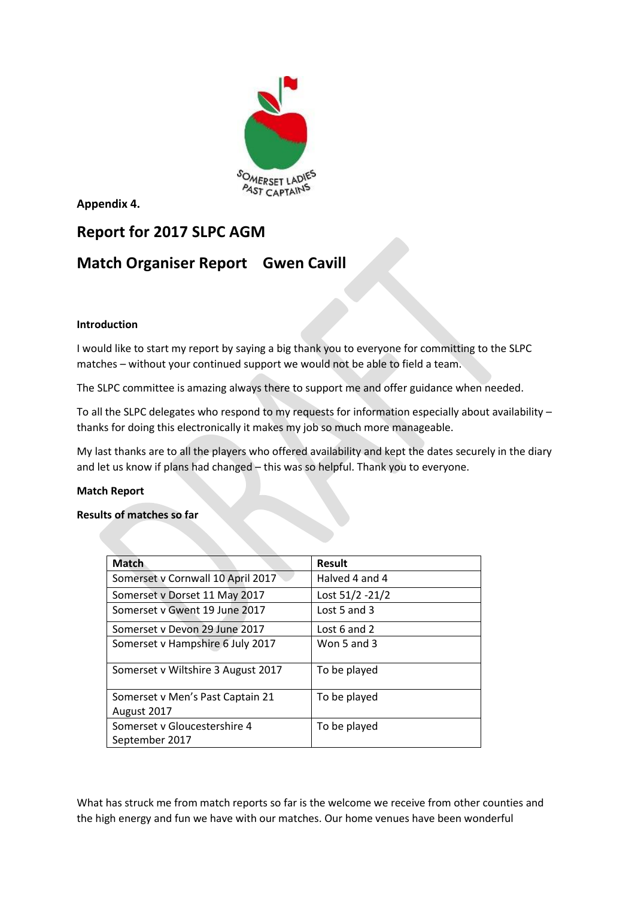**Appendix 4.**

## Report for 2017 SLPC AGM

## Match Organiser Report    Gwen Cavill

**Introduction**

I would like to start my report by saying a big thank you to everyone for committing to the SLPC matches – without your continued support we would not be able to field a team.

The SLPC committee is amazing always there to support me and offer guidance when needed.

To all the SLPC delegates who respond to my requests for information especially about availability – thanks for doing this electronically it makes my job so much more manageable.

My last thanks are to all the players who offered availability and kept the dates securely in the diary and let us know if plans had changed – this was so helpful. Thank you to everyone.

**Match Report**

**Results of matches so far**

| Match | Result |
| --- | --- |
| Somerset v Cornwall 10 April 2017 | Halved 4 and 4 |
| Somerset v Dorset 11 May 2017 | Lost 51/2 -21/2 |
| Somerset v Gwent 19 June 2017 | Lost 5 and 3 |
| Somerset v Devon 29 June 2017 | Lost 6 and 2 |
| Somerset v Hampshire 6 July 2017 | Won 5 and 3 |
| Somerset v Wiltshire 3 August 2017 | To be played |
| Somerset v Men's Past Captain 21 August 2017 | To be played |
| Somerset v Gloucestershire 4 September 2017 | To be played |

What has struck me from match reports so far is the welcome we receive from other counties and the high energy and fun we have with our matches. Our home venues have been wonderful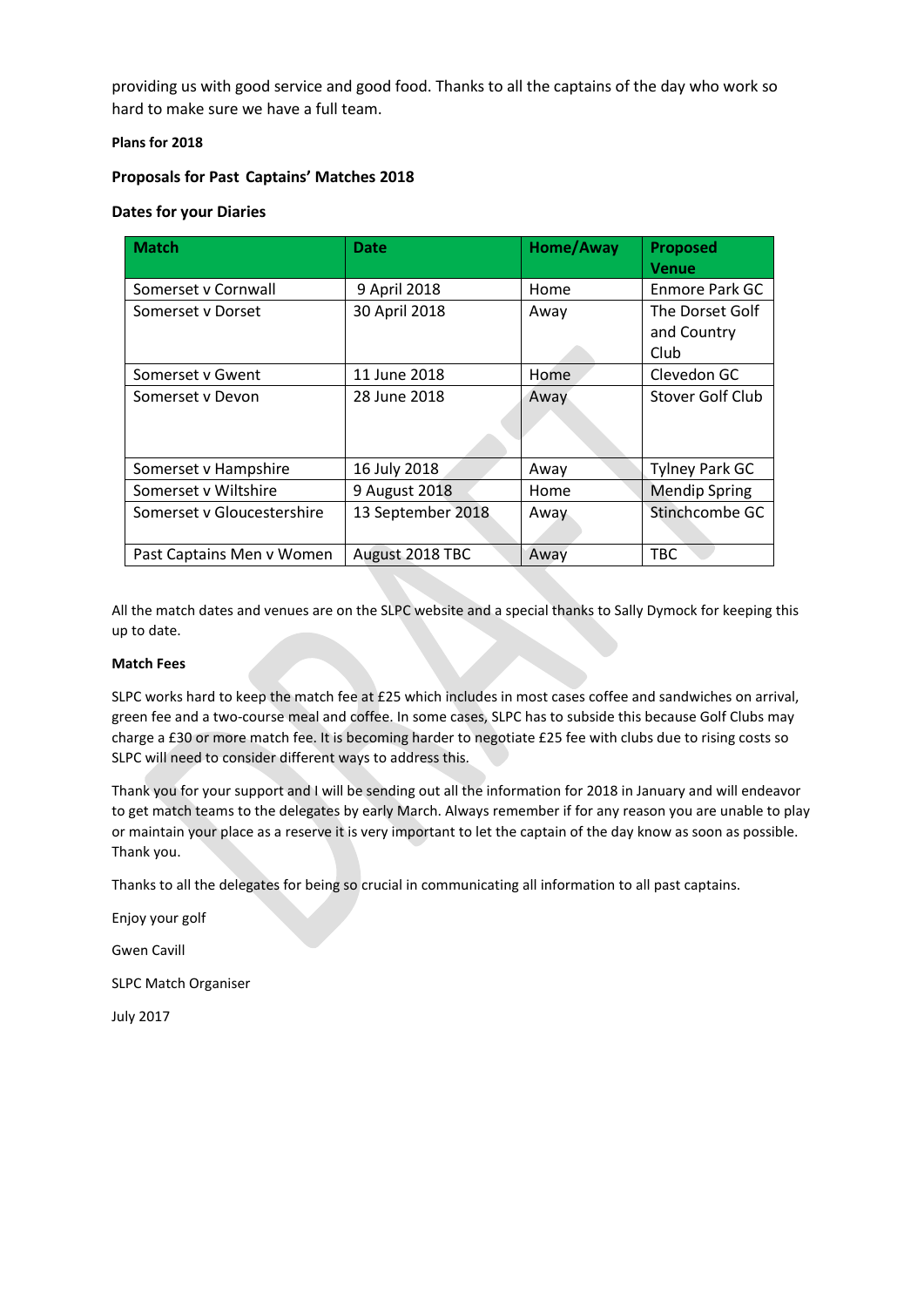providing us with good service and good food. Thanks to all the captains of the day who work so hard to make sure we have a full team.

**Plans for 2018**

### Proposals for Past Captains' Matches 2018

### Dates for your Diaries

| Match | Date | Home/Away | Proposed Venue |
|---|---|---|---|
| Somerset v Cornwall | 9 April 2018 | Home | Enmore Park GC |
| Somerset v Dorset | 30 April 2018 | Away | The Dorset Golf and Country Club |
| Somerset v Gwent | 11 June 2018 | Home | Clevedon GC |
| Somerset v Devon | 28 June 2018 | Away | Stover Golf Club |
| Somerset v Hampshire | 16 July 2018 | Away | Tylney Park GC |
| Somerset v Wiltshire | 9 August 2018 | Home | Mendip Spring |
| Somerset v Gloucestershire | 13 September 2018 | Away | Stinchcombe GC |
| Past Captains Men v Women | August 2018 TBC | Away | TBC |

All the match dates and venues are on the SLPC website and a special thanks to Sally Dymock for keeping this up to date.

**Match Fees**

SLPC works hard to keep the match fee at £25 which includes in most cases coffee and sandwiches on arrival, green fee and a two-course meal and coffee. In some cases, SLPC has to subside this because Golf Clubs may charge a £30 or more match fee. It is becoming harder to negotiate £25 fee with clubs due to rising costs so SLPC will need to consider different ways to address this.

Thank you for your support and I will be sending out all the information for 2018 in January and will endeavor to get match teams to the delegates by early March. Always remember if for any reason you are unable to play or maintain your place as a reserve it is very important to let the captain of the day know as soon as possible. Thank you.

Thanks to all the delegates for being so crucial in communicating all information to all past captains.

Enjoy your golf

Gwen Cavill

SLPC Match Organiser

July 2017